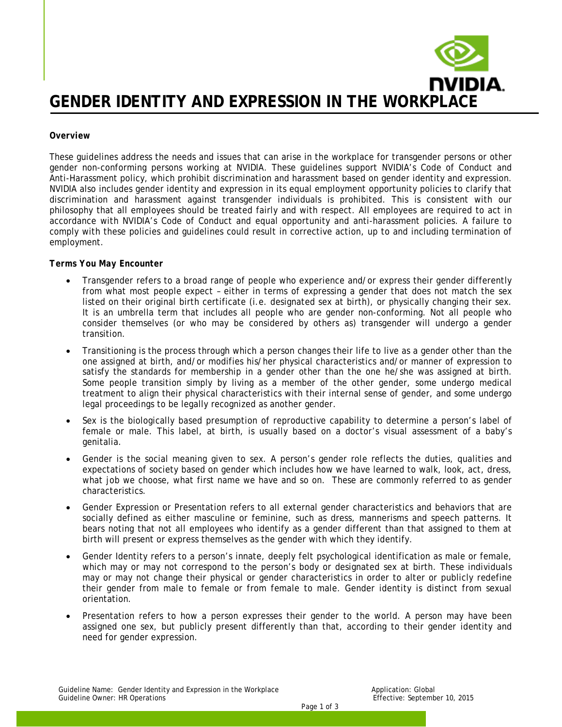# GENDER IDENTITY AND EXPRESSION IN THE WORKPLACE

**Overview**

These guidelines address the needs and issues that can arise in the workplace for transgender persons or other gender non-conforming persons working at NVIDIA. These guidelines support NVIDIA's Code of Conduct and Anti-Harassment policy, which prohibit discrimination and harassment based on gender identity and expression. NVIDIA also includes gender identity and expression in its equal employment opportunity policies to clarify that discrimination and harassment against transgender individuals is prohibited. This is consistent with our philosophy that all employees should be treated fairly and with respect. All employees are required to act in accordance with NVIDIA's Code of Conduct and equal opportunity and anti-harassment policies. A failure to comply with these policies and guidelines could result in corrective action, up to and including termination of employment.

**Terms You May Encounter**

- Transgender refers to a broad range of people who experience and/or express their gender differently from what most people expect – either in terms of expressing a gender that does not match the sex listed on their original birth certificate (i.e. designated sex at birth), or physically changing their sex. It is an umbrella term that includes all people who are gender non-conforming. Not all people who consider themselves (or who may be considered by others as) transgender will undergo a gender transition.
- Transitioning is the process through which a person changes their life to live as a gender other than the one assigned at birth, and/or modifies his/her physical characteristics and/or manner of expression to satisfy the standards for membership in a gender other than the one he/she was assigned at birth. Some people transition simply by living as a member of the other gender, some undergo medical treatment to align their physical characteristics with their internal sense of gender, and some undergo legal proceedings to be legally recognized as another gender.
- Sex is the biologically based presumption of reproductive capability to determine a person's label of female or male. This label, at birth, is usually based on a doctor's visual assessment of a baby's genitalia.
- Gender is the social meaning given to sex. A person's gender role reflects the duties, qualities and expectations of society based on gender which includes how we have learned to walk, look, act, dress, what job we choose, what first name we have and so on. These are commonly referred to as gender characteristics.
- Gender Expression or Presentation refers to all external gender characteristics and behaviors that are socially defined as either masculine or feminine, such as dress, mannerisms and speech patterns. It bears noting that not all employees who identify as a gender different than that assigned to them at birth will present or express themselves as the gender with which they identify.
- Gender Identity refers to a person's innate, deeply felt psychological identification as male or female, which may or may not correspond to the person's body or designated sex at birth. These individuals may or may not change their physical or gender characteristics in order to alter or publicly redefine their gender from male to female or from female to male. Gender identity is distinct from sexual orientation.
- Presentation refers to how a person expresses their gender to the world. A person may have been assigned one sex, but publicly present differently than that, according to their gender identity and need for gender expression.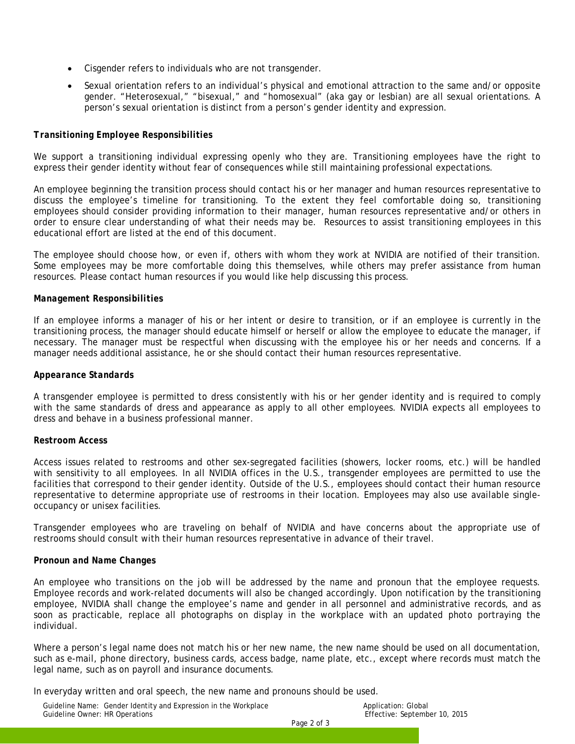- Cisgender refers to individuals who are not transgender.
- Sexual orientation refers to an individual's physical and emotional attraction to the same and/or opposite gender. "Heterosexual," "bisexual," and "homosexual" (aka gay or lesbian) are all sexual orientations. A person's sexual orientation is distinct from a person's gender identity and expression.

***Transitioning Employee Responsibilities***

We support a transitioning individual expressing openly who they are. Transitioning employees have the right to express their gender identity without fear of consequences while still maintaining professional expectations.

An employee beginning the transition process should contact his or her manager and human resources representative to discuss the employee's timeline for transitioning. To the extent they feel comfortable doing so, transitioning employees should consider providing information to their manager, human resources representative and/or others in order to ensure clear understanding of what their needs may be. Resources to assist transitioning employees in this educational effort are listed at the end of this document.

The employee should choose how, or even if, others with whom they work at NVIDIA are notified of their transition. Some employees may be more comfortable doing this themselves, while others may prefer assistance from human resources. Please contact human resources if you would like help discussing this process.

***Management Responsibilities***

If an employee informs a manager of his or her intent or desire to transition, or if an employee is currently in the transitioning process, the manager should educate himself or herself or allow the employee to educate the manager, if necessary. The manager must be respectful when discussing with the employee his or her needs and concerns. If a manager needs additional assistance, he or she should contact their human resources representative.

***Appearance Standards***

A transgender employee is permitted to dress consistently with his or her gender identity and is required to comply with the same standards of dress and appearance as apply to all other employees. NVIDIA expects all employees to dress and behave in a business professional manner.

***Restroom Access***

Access issues related to restrooms and other sex-segregated facilities (showers, locker rooms, etc.) will be handled with sensitivity to all employees. In all NVIDIA offices in the U.S., transgender employees are permitted to use the facilities that correspond to their gender identity. Outside of the U.S., employees should contact their human resource representative to determine appropriate use of restrooms in their location. Employees may also use available single-occupancy or unisex facilities.

Transgender employees who are traveling on behalf of NVIDIA and have concerns about the appropriate use of restrooms should consult with their human resources representative in advance of their travel.

***Pronoun and Name Changes***

An employee who transitions on the job will be addressed by the name and pronoun that the employee requests. Employee records and work-related documents will also be changed accordingly. Upon notification by the transitioning employee, NVIDIA shall change the employee's name and gender in all personnel and administrative records, and as soon as practicable, replace all photographs on display in the workplace with an updated photo portraying the individual.

Where a person's legal name does not match his or her new name, the new name should be used on all documentation, such as e-mail, phone directory, business cards, access badge, name plate, etc., except where records must match the legal name, such as on payroll and insurance documents.

In everyday written and oral speech, the new name and pronouns should be used.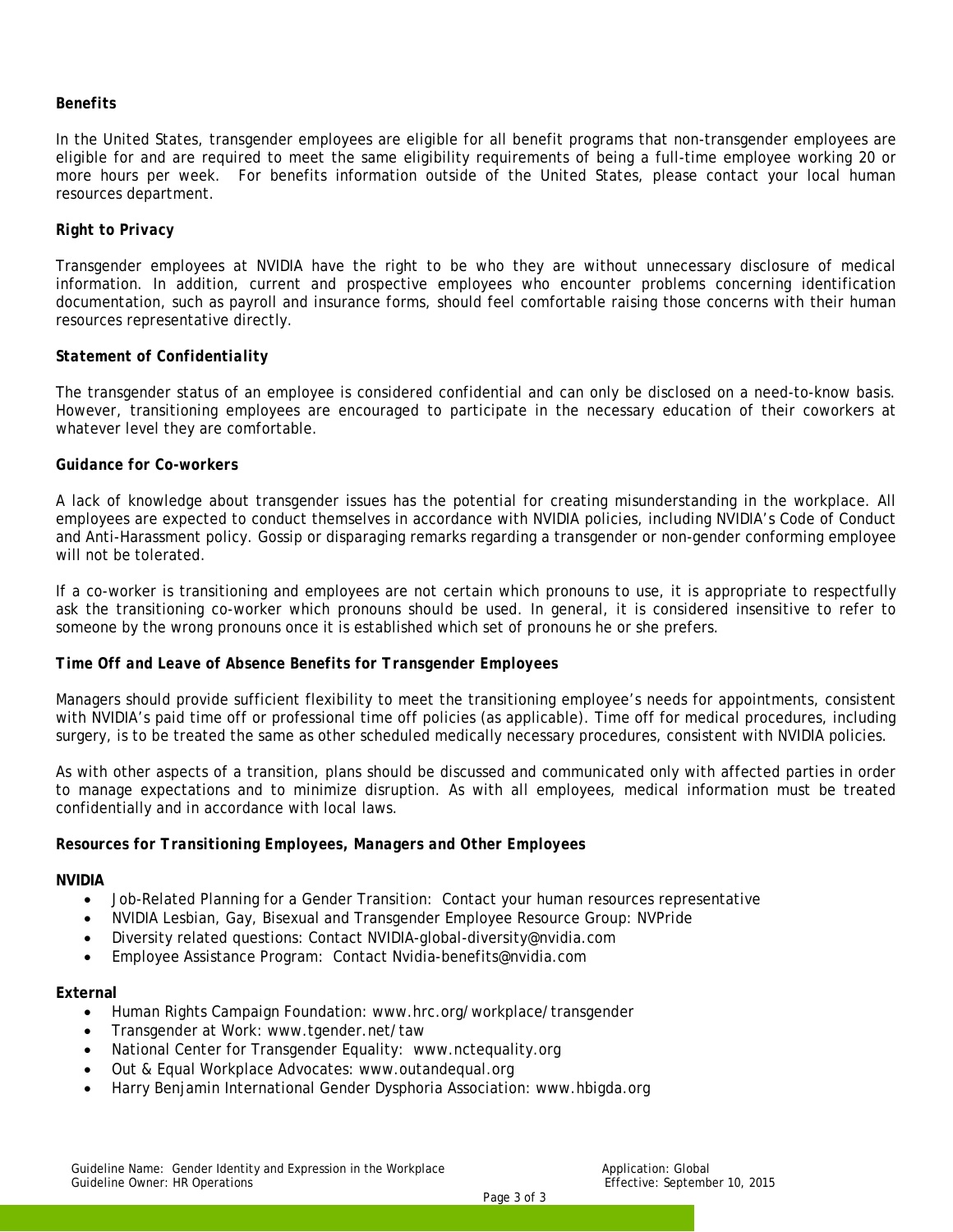### *Benefits*

In the United States, transgender employees are eligible for all benefit programs that non-transgender employees are eligible for and are required to meet the same eligibility requirements of being a full-time employee working 20 or more hours per week. For benefits information outside of the United States, please contact your local human resources department.

### *Right to Privacy*

Transgender employees at NVIDIA have the right to be who they are without unnecessary disclosure of medical information. In addition, current and prospective employees who encounter problems concerning identification documentation, such as payroll and insurance forms, should feel comfortable raising those concerns with their human resources representative directly.

### *Statement of Confidentiality*

The transgender status of an employee is considered confidential and can only be disclosed on a need-to-know basis. However, transitioning employees are encouraged to participate in the necessary education of their coworkers at whatever level they are comfortable.

### *Guidance for Co-workers*

A lack of knowledge about transgender issues has the potential for creating misunderstanding in the workplace. All employees are expected to conduct themselves in accordance with NVIDIA policies, including NVIDIA's Code of Conduct and Anti-Harassment policy. Gossip or disparaging remarks regarding a transgender or non-gender conforming employee will not be tolerated.

If a co-worker is transitioning and employees are not certain which pronouns to use, it is appropriate to respectfully ask the transitioning co-worker which pronouns should be used. In general, it is considered insensitive to refer to someone by the wrong pronouns once it is established which set of pronouns he or she prefers.

### *Time Off and Leave of Absence Benefits for Transgender Employees*

Managers should provide sufficient flexibility to meet the transitioning employee's needs for appointments, consistent with NVIDIA's paid time off or professional time off policies (as applicable). Time off for medical procedures, including surgery, is to be treated the same as other scheduled medically necessary procedures, consistent with NVIDIA policies.

As with other aspects of a transition, plans should be discussed and communicated only with affected parties in order to manage expectations and to minimize disruption. As with all employees, medical information must be treated confidentially and in accordance with local laws.

### *Resources for Transitioning Employees, Managers and Other Employees*

**NVIDIA**

- Job-Related Planning for a Gender Transition: Contact your human resources representative
- NVIDIA Lesbian, Gay, Bisexual and Transgender Employee Resource Group: NVPride
- Diversity related questions: Contact NVIDIA-global-diversity@nvidia.com
- Employee Assistance Program: Contact Nvidia-benefits@nvidia.com

**External**

- Human Rights Campaign Foundation: www.hrc.org/workplace/transgender
- Transgender at Work: www.tgender.net/taw
- National Center for Transgender Equality: www.nctequality.org
- Out & Equal Workplace Advocates: www.outandequal.org
- Harry Benjamin International Gender Dysphoria Association: www.hbigda.org